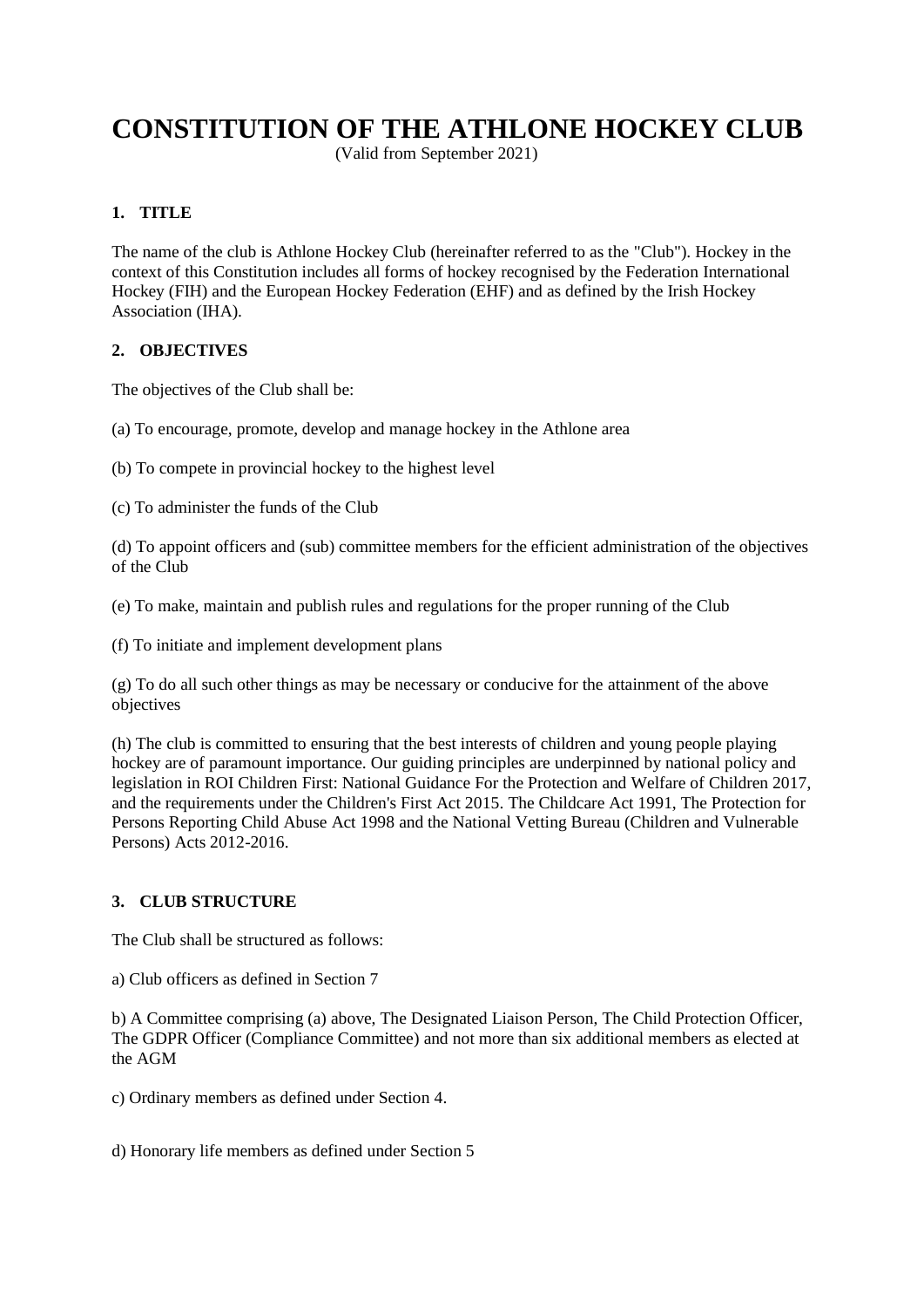# CONSTITUTION OF THE ATHLONE HOCKEY CLUB

(Valid from September 2021)

## 1. TITLE

The name of the club is Athlone Hockey Club (hereinafter referred to as the "Club"). Hockey in the context of this Constitution includes all forms of hockey recognised by the Federation International Hockey (FIH) and the European Hockey Federation (EHF) and as defined by the Irish Hockey Association (IHA).

## 2. OBJECTIVES

The objectives of the Club shall be:

(a) To encourage, promote, develop and manage hockey in the Athlone area

(b) To compete in provincial hockey to the highest level

(c) To administer the funds of the Club

(d) To appoint officers and (sub) committee members for the efficient administration of the objectives of the Club

(e) To make, maintain and publish rules and regulations for the proper running of the Club

(f) To initiate and implement development plans

(g) To do all such other things as may be necessary or conducive for the attainment of the above objectives

(h) The club is committed to ensuring that the best interests of children and young people playing hockey are of paramount importance. Our guiding principles are underpinned by national policy and legislation in ROI Children First: National Guidance For the Protection and Welfare of Children 2017, and the requirements under the Children's First Act 2015. The Childcare Act 1991, The Protection for Persons Reporting Child Abuse Act 1998 and the National Vetting Bureau (Children and Vulnerable Persons) Acts 2012-2016.

## 3. CLUB STRUCTURE

The Club shall be structured as follows:

a) Club officers as defined in Section 7

b) A Committee comprising (a) above, The Designated Liaison Person, The Child Protection Officer, The GDPR Officer (Compliance Committee) and not more than six additional members as elected at the AGM

c) Ordinary members as defined under Section 4.

d) Honorary life members as defined under Section 5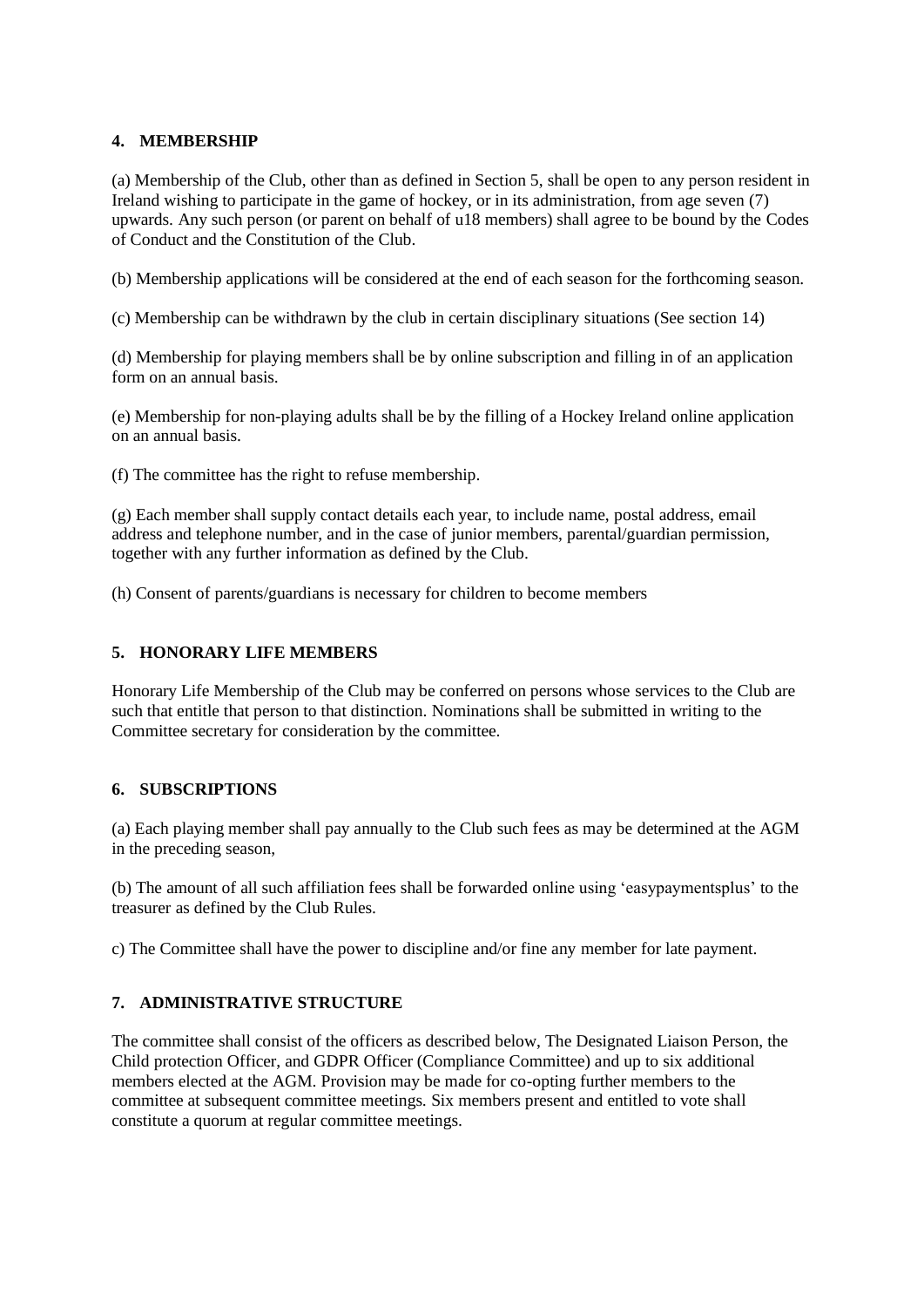## 4. MEMBERSHIP

(a) Membership of the Club, other than as defined in Section 5, shall be open to any person resident in Ireland wishing to participate in the game of hockey, or in its administration, from age seven (7) upwards. Any such person (or parent on behalf of u18 members) shall agree to be bound by the Codes of Conduct and the Constitution of the Club.

(b) Membership applications will be considered at the end of each season for the forthcoming season.

(c) Membership can be withdrawn by the club in certain disciplinary situations (See section 14)

(d) Membership for playing members shall be by online subscription and filling in of an application form on an annual basis.

(e) Membership for non-playing adults shall be by the filling of a Hockey Ireland online application on an annual basis.

(f) The committee has the right to refuse membership.

(g) Each member shall supply contact details each year, to include name, postal address, email address and telephone number, and in the case of junior members, parental/guardian permission, together with any further information as defined by the Club.

(h) Consent of parents/guardians is necessary for children to become members

## 5. HONORARY LIFE MEMBERS

Honorary Life Membership of the Club may be conferred on persons whose services to the Club are such that entitle that person to that distinction. Nominations shall be submitted in writing to the Committee secretary for consideration by the committee.

## 6. SUBSCRIPTIONS

(a) Each playing member shall pay annually to the Club such fees as may be determined at the AGM in the preceding season,

(b) The amount of all such affiliation fees shall be forwarded online using 'easypaymentsplus' to the treasurer as defined by the Club Rules.

c) The Committee shall have the power to discipline and/or fine any member for late payment.

## 7. ADMINISTRATIVE STRUCTURE

The committee shall consist of the officers as described below, The Designated Liaison Person, the Child protection Officer, and GDPR Officer (Compliance Committee) and up to six additional members elected at the AGM. Provision may be made for co-opting further members to the committee at subsequent committee meetings. Six members present and entitled to vote shall constitute a quorum at regular committee meetings.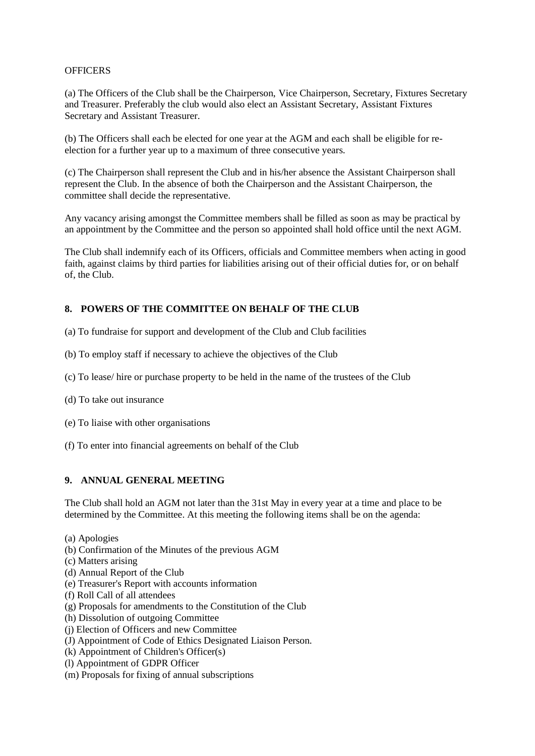OFFICERS

(a) The Officers of the Club shall be the Chairperson, Vice Chairperson, Secretary, Fixtures Secretary and Treasurer. Preferably the club would also elect an Assistant Secretary, Assistant Fixtures Secretary and Assistant Treasurer.

(b) The Officers shall each be elected for one year at the AGM and each shall be eligible for re-election for a further year up to a maximum of three consecutive years.

(c) The Chairperson shall represent the Club and in his/her absence the Assistant Chairperson shall represent the Club. In the absence of both the Chairperson and the Assistant Chairperson, the committee shall decide the representative.

Any vacancy arising amongst the Committee members shall be filled as soon as may be practical by an appointment by the Committee and the person so appointed shall hold office until the next AGM.

The Club shall indemnify each of its Officers, officials and Committee members when acting in good faith, against claims by third parties for liabilities arising out of their official duties for, or on behalf of, the Club.

## 8. POWERS OF THE COMMITTEE ON BEHALF OF THE CLUB

(a) To fundraise for support and development of the Club and Club facilities

(b) To employ staff if necessary to achieve the objectives of the Club

(c) To lease/ hire or purchase property to be held in the name of the trustees of the Club

(d) To take out insurance

(e) To liaise with other organisations

(f) To enter into financial agreements on behalf of the Club

## 9. ANNUAL GENERAL MEETING

The Club shall hold an AGM not later than the 31st May in every year at a time and place to be determined by the Committee. At this meeting the following items shall be on the agenda:

(a) Apologies
(b) Confirmation of the Minutes of the previous AGM
(c) Matters arising
(d) Annual Report of the Club
(e) Treasurer's Report with accounts information
(f) Roll Call of all attendees
(g) Proposals for amendments to the Constitution of the Club
(h) Dissolution of outgoing Committee
(j) Election of Officers and new Committee
(J) Appointment of Code of Ethics Designated Liaison Person.
(k) Appointment of Children's Officer(s)
(l) Appointment of GDPR Officer
(m) Proposals for fixing of annual subscriptions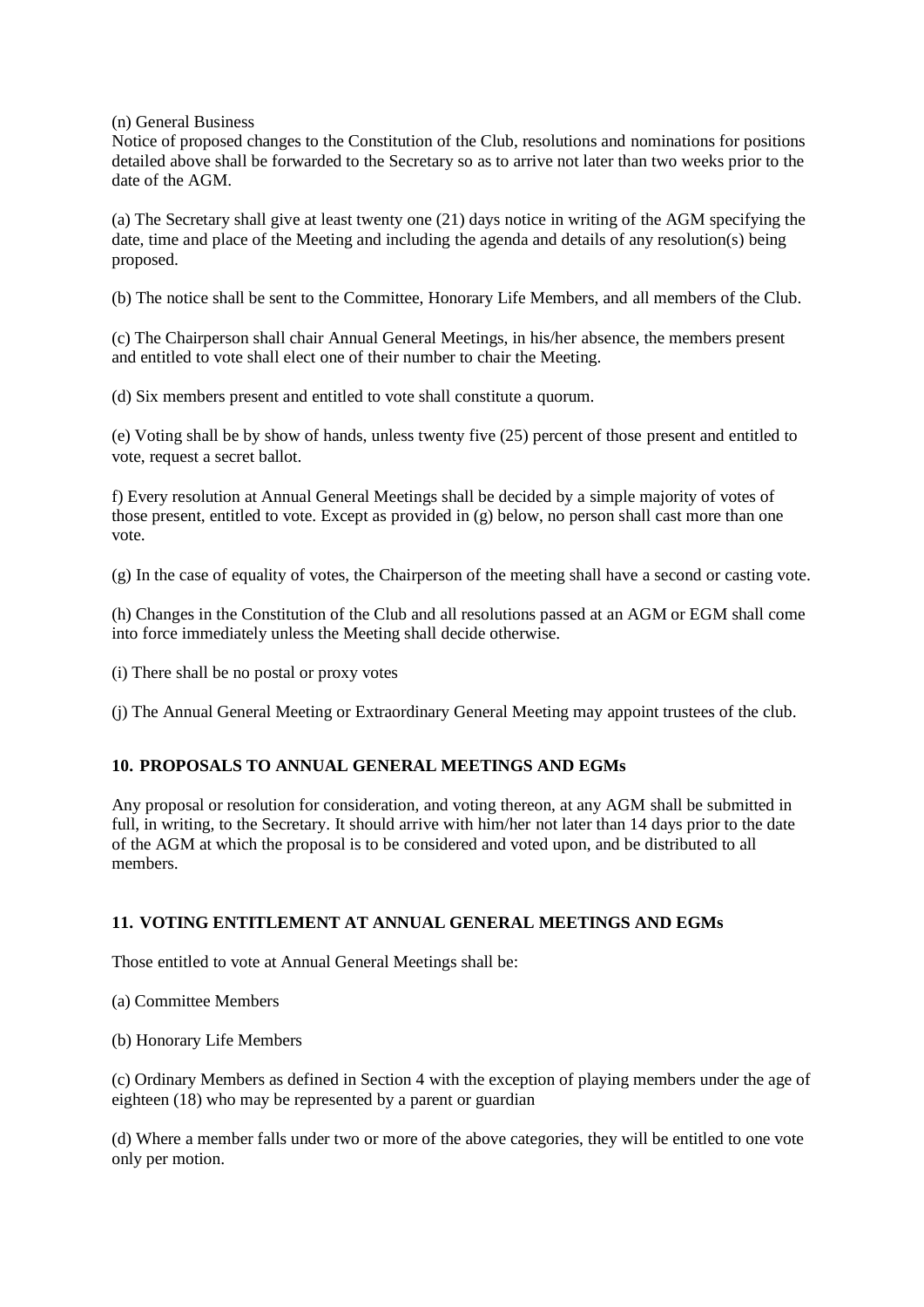(n) General Business

Notice of proposed changes to the Constitution of the Club, resolutions and nominations for positions detailed above shall be forwarded to the Secretary so as to arrive not later than two weeks prior to the date of the AGM.

(a) The Secretary shall give at least twenty one (21) days notice in writing of the AGM specifying the date, time and place of the Meeting and including the agenda and details of any resolution(s) being proposed.

(b) The notice shall be sent to the Committee, Honorary Life Members, and all members of the Club.

(c) The Chairperson shall chair Annual General Meetings, in his/her absence, the members present and entitled to vote shall elect one of their number to chair the Meeting.

(d) Six members present and entitled to vote shall constitute a quorum.

(e) Voting shall be by show of hands, unless twenty five (25) percent of those present and entitled to vote, request a secret ballot.

f) Every resolution at Annual General Meetings shall be decided by a simple majority of votes of those present, entitled to vote. Except as provided in (g) below, no person shall cast more than one vote.

(g) In the case of equality of votes, the Chairperson of the meeting shall have a second or casting vote.

(h) Changes in the Constitution of the Club and all resolutions passed at an AGM or EGM shall come into force immediately unless the Meeting shall decide otherwise.

(i) There shall be no postal or proxy votes

(j) The Annual General Meeting or Extraordinary General Meeting may appoint trustees of the club.

## 10. PROPOSALS TO ANNUAL GENERAL MEETINGS AND EGMs

Any proposal or resolution for consideration, and voting thereon, at any AGM shall be submitted in full, in writing, to the Secretary. It should arrive with him/her not later than 14 days prior to the date of the AGM at which the proposal is to be considered and voted upon, and be distributed to all members.

## 11. VOTING ENTITLEMENT AT ANNUAL GENERAL MEETINGS AND EGMs

Those entitled to vote at Annual General Meetings shall be:

(a) Committee Members

(b) Honorary Life Members

(c) Ordinary Members as defined in Section 4 with the exception of playing members under the age of eighteen (18) who may be represented by a parent or guardian

(d) Where a member falls under two or more of the above categories, they will be entitled to one vote only per motion.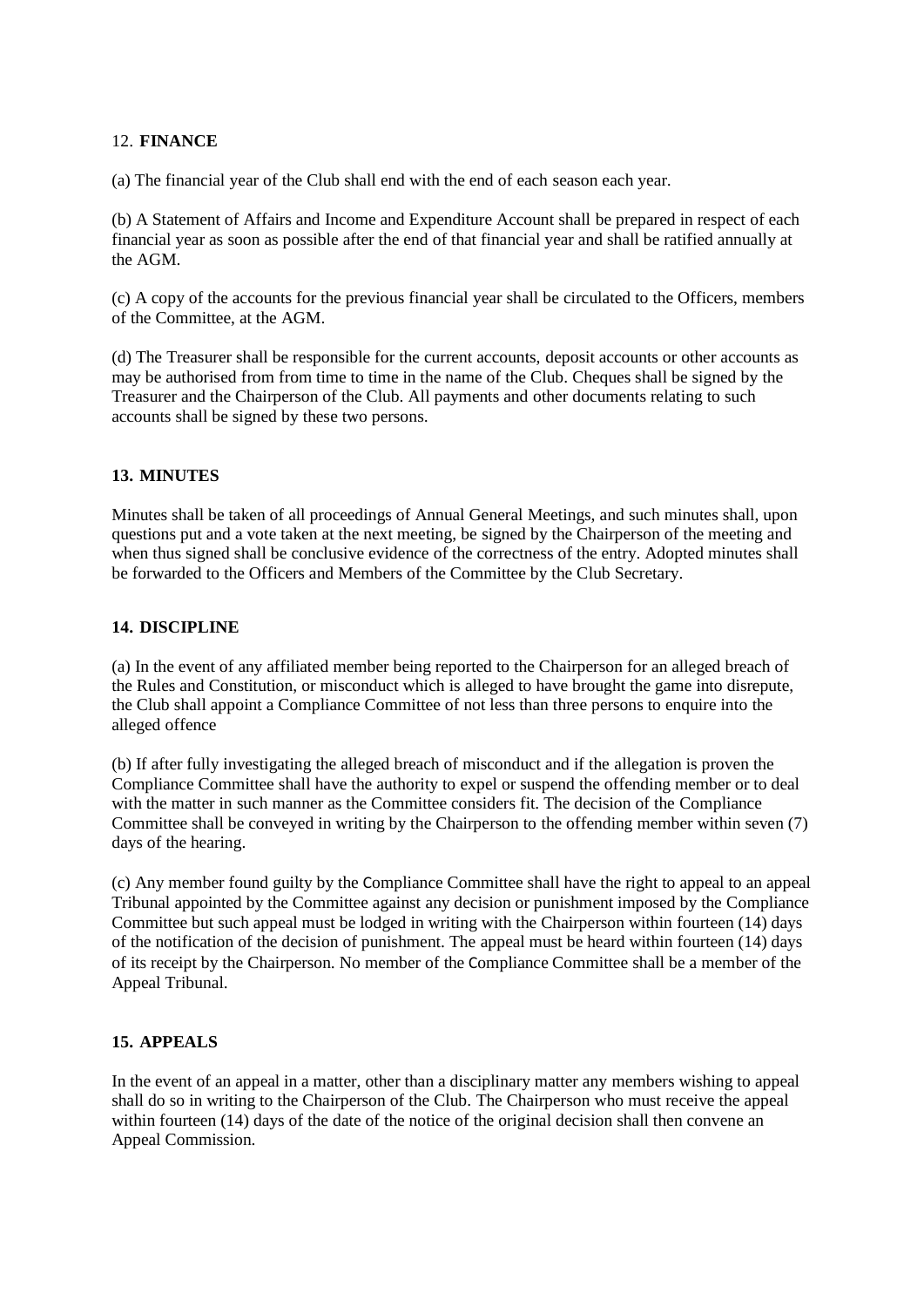## 12. FINANCE

(a) The financial year of the Club shall end with the end of each season each year.

(b) A Statement of Affairs and Income and Expenditure Account shall be prepared in respect of each financial year as soon as possible after the end of that financial year and shall be ratified annually at the AGM.

(c) A copy of the accounts for the previous financial year shall be circulated to the Officers, members of the Committee, at the AGM.

(d) The Treasurer shall be responsible for the current accounts, deposit accounts or other accounts as may be authorised from from time to time in the name of the Club. Cheques shall be signed by the Treasurer and the Chairperson of the Club. All payments and other documents relating to such accounts shall be signed by these two persons.

## 13. MINUTES

Minutes shall be taken of all proceedings of Annual General Meetings, and such minutes shall, upon questions put and a vote taken at the next meeting, be signed by the Chairperson of the meeting and when thus signed shall be conclusive evidence of the correctness of the entry. Adopted minutes shall be forwarded to the Officers and Members of the Committee by the Club Secretary.

## 14. DISCIPLINE

(a) In the event of any affiliated member being reported to the Chairperson for an alleged breach of the Rules and Constitution, or misconduct which is alleged to have brought the game into disrepute, the Club shall appoint a Compliance Committee of not less than three persons to enquire into the alleged offence

(b) If after fully investigating the alleged breach of misconduct and if the allegation is proven the Compliance Committee shall have the authority to expel or suspend the offending member or to deal with the matter in such manner as the Committee considers fit. The decision of the Compliance Committee shall be conveyed in writing by the Chairperson to the offending member within seven (7) days of the hearing.

(c) Any member found guilty by the Compliance Committee shall have the right to appeal to an appeal Tribunal appointed by the Committee against any decision or punishment imposed by the Compliance Committee but such appeal must be lodged in writing with the Chairperson within fourteen (14) days of the notification of the decision of punishment. The appeal must be heard within fourteen (14) days of its receipt by the Chairperson. No member of the Compliance Committee shall be a member of the Appeal Tribunal.

## 15. APPEALS

In the event of an appeal in a matter, other than a disciplinary matter any members wishing to appeal shall do so in writing to the Chairperson of the Club. The Chairperson who must receive the appeal within fourteen (14) days of the date of the notice of the original decision shall then convene an Appeal Commission.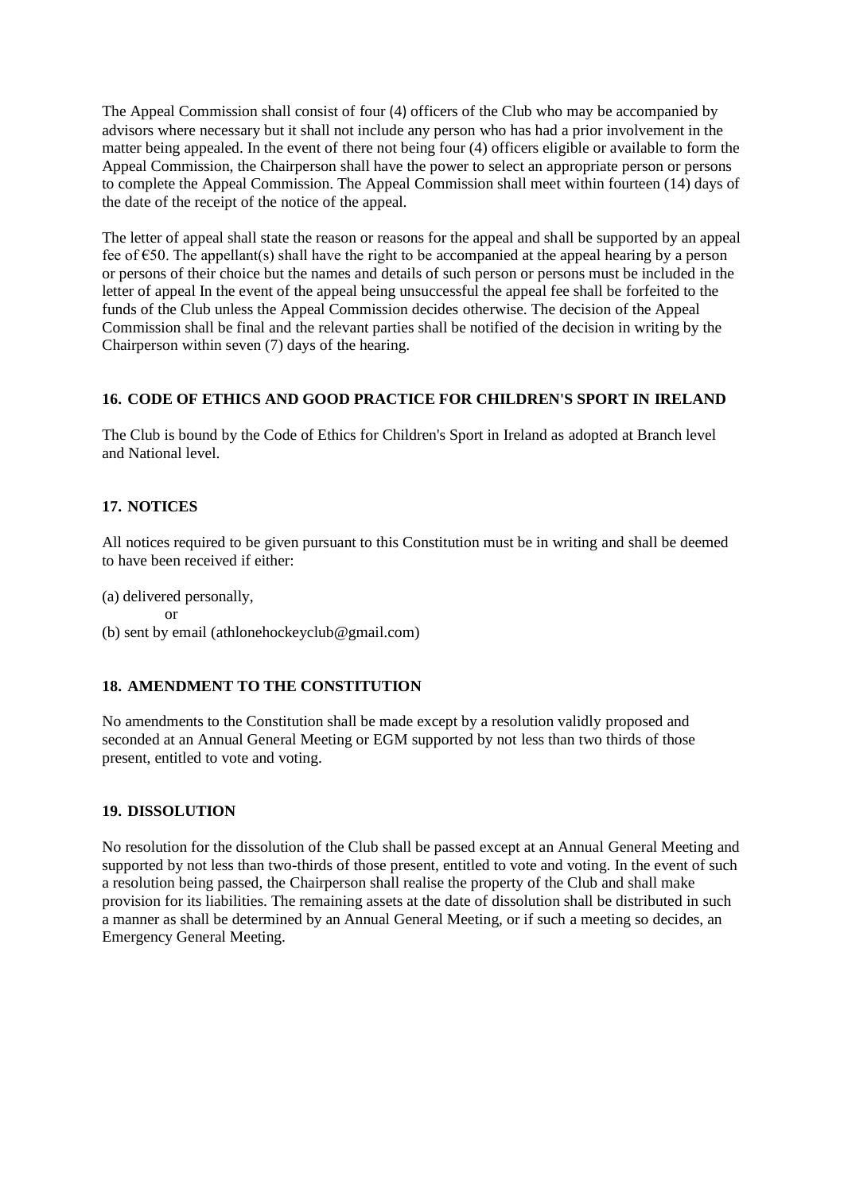The Appeal Commission shall consist of four (4) officers of the Club who may be accompanied by advisors where necessary but it shall not include any person who has had a prior involvement in the matter being appealed. In the event of there not being four (4) officers eligible or available to form the Appeal Commission, the Chairperson shall have the power to select an appropriate person or persons to complete the Appeal Commission. The Appeal Commission shall meet within fourteen (14) days of the date of the receipt of the notice of the appeal.

The letter of appeal shall state the reason or reasons for the appeal and shall be supported by an appeal fee of €50. The appellant(s) shall have the right to be accompanied at the appeal hearing by a person or persons of their choice but the names and details of such person or persons must be included in the letter of appeal In the event of the appeal being unsuccessful the appeal fee shall be forfeited to the funds of the Club unless the Appeal Commission decides otherwise. The decision of the Appeal Commission shall be final and the relevant parties shall be notified of the decision in writing by the Chairperson within seven (7) days of the hearing.

## 16. CODE OF ETHICS AND GOOD PRACTICE FOR CHILDREN'S SPORT IN IRELAND

The Club is bound by the Code of Ethics for Children's Sport in Ireland as adopted at Branch level and National level.

## 17. NOTICES

All notices required to be given pursuant to this Constitution must be in writing and shall be deemed to have been received if either:

(a) delivered personally,

or

(b) sent by email (athlonehockeyclub@gmail.com)

## 18. AMENDMENT TO THE CONSTITUTION

No amendments to the Constitution shall be made except by a resolution validly proposed and seconded at an Annual General Meeting or EGM supported by not less than two thirds of those present, entitled to vote and voting.

## 19. DISSOLUTION

No resolution for the dissolution of the Club shall be passed except at an Annual General Meeting and supported by not less than two-thirds of those present, entitled to vote and voting. In the event of such a resolution being passed, the Chairperson shall realise the property of the Club and shall make provision for its liabilities. The remaining assets at the date of dissolution shall be distributed in such a manner as shall be determined by an Annual General Meeting, or if such a meeting so decides, an Emergency General Meeting.